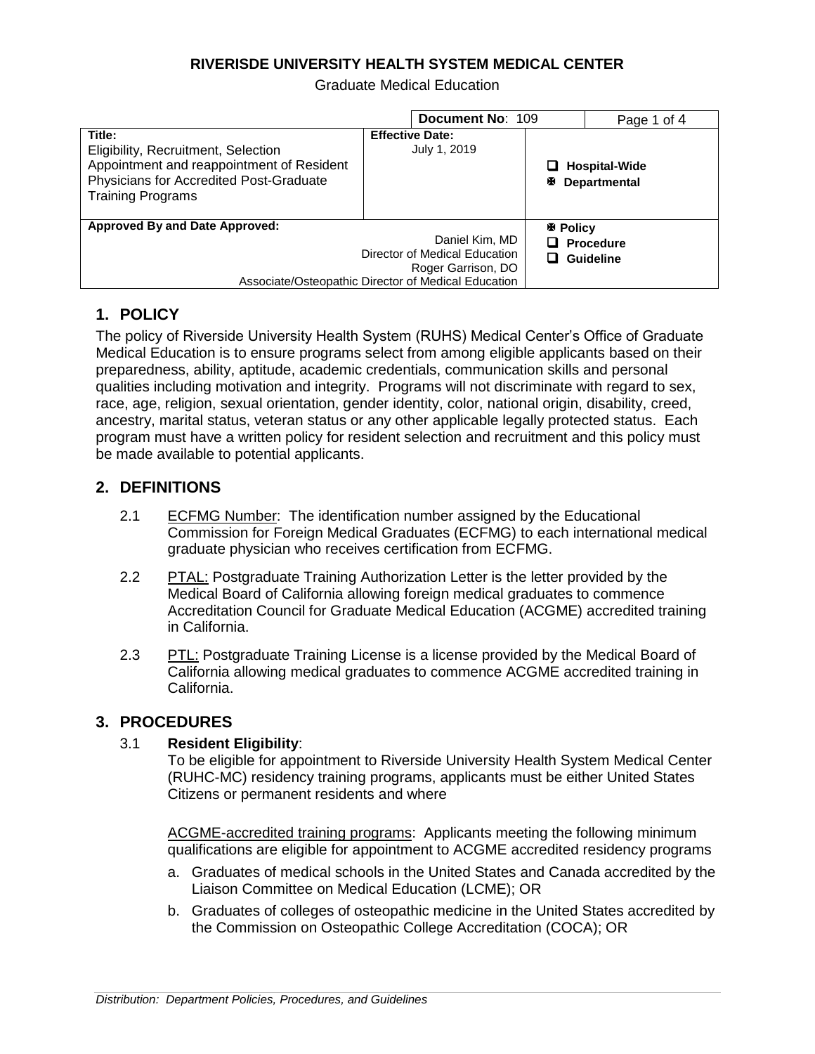**RIVERISDE UNIVERSITY HEALTH SYSTEM MEDICAL CENTER**

Graduate Medical Education

| | **Document No**: 109 | Page 1 of 4 |
|---|---|---|
| **Title:** Eligibility, Recruitment, Selection Appointment and reappointment of Resident Physicians for Accredited Post-Graduate Training Programs | **Effective Date:** July 1, 2019 | ❑ **Hospital-Wide** ☒ **Departmental** |
| **Approved By and Date Approved:** Daniel Kim, MD Director of Medical Education Roger Garrison, DO Associate/Osteopathic Director of Medical Education | | ☒ **Policy** ❑ **Procedure** ❑ **Guideline** |

## 1. POLICY

The policy of Riverside University Health System (RUHS) Medical Center's Office of Graduate Medical Education is to ensure programs select from among eligible applicants based on their preparedness, ability, aptitude, academic credentials, communication skills and personal qualities including motivation and integrity. Programs will not discriminate with regard to sex, race, age, religion, sexual orientation, gender identity, color, national origin, disability, creed, ancestry, marital status, veteran status or any other applicable legally protected status. Each program must have a written policy for resident selection and recruitment and this policy must be made available to potential applicants.

## 2. DEFINITIONS

2.1 ECFMG Number: The identification number assigned by the Educational Commission for Foreign Medical Graduates (ECFMG) to each international medical graduate physician who receives certification from ECFMG.

2.2 PTAL: Postgraduate Training Authorization Letter is the letter provided by the Medical Board of California allowing foreign medical graduates to commence Accreditation Council for Graduate Medical Education (ACGME) accredited training in California.

2.3 PTL: Postgraduate Training License is a license provided by the Medical Board of California allowing medical graduates to commence ACGME accredited training in California.

## 3. PROCEDURES

3.1 **Resident Eligibility**:

To be eligible for appointment to Riverside University Health System Medical Center (RUHC-MC) residency training programs, applicants must be either United States Citizens or permanent residents and where

ACGME-accredited training programs: Applicants meeting the following minimum qualifications are eligible for appointment to ACGME accredited residency programs

a. Graduates of medical schools in the United States and Canada accredited by the Liaison Committee on Medical Education (LCME); OR

b. Graduates of colleges of osteopathic medicine in the United States accredited by the Commission on Osteopathic College Accreditation (COCA); OR

*Distribution: Department Policies, Procedures, and Guidelines*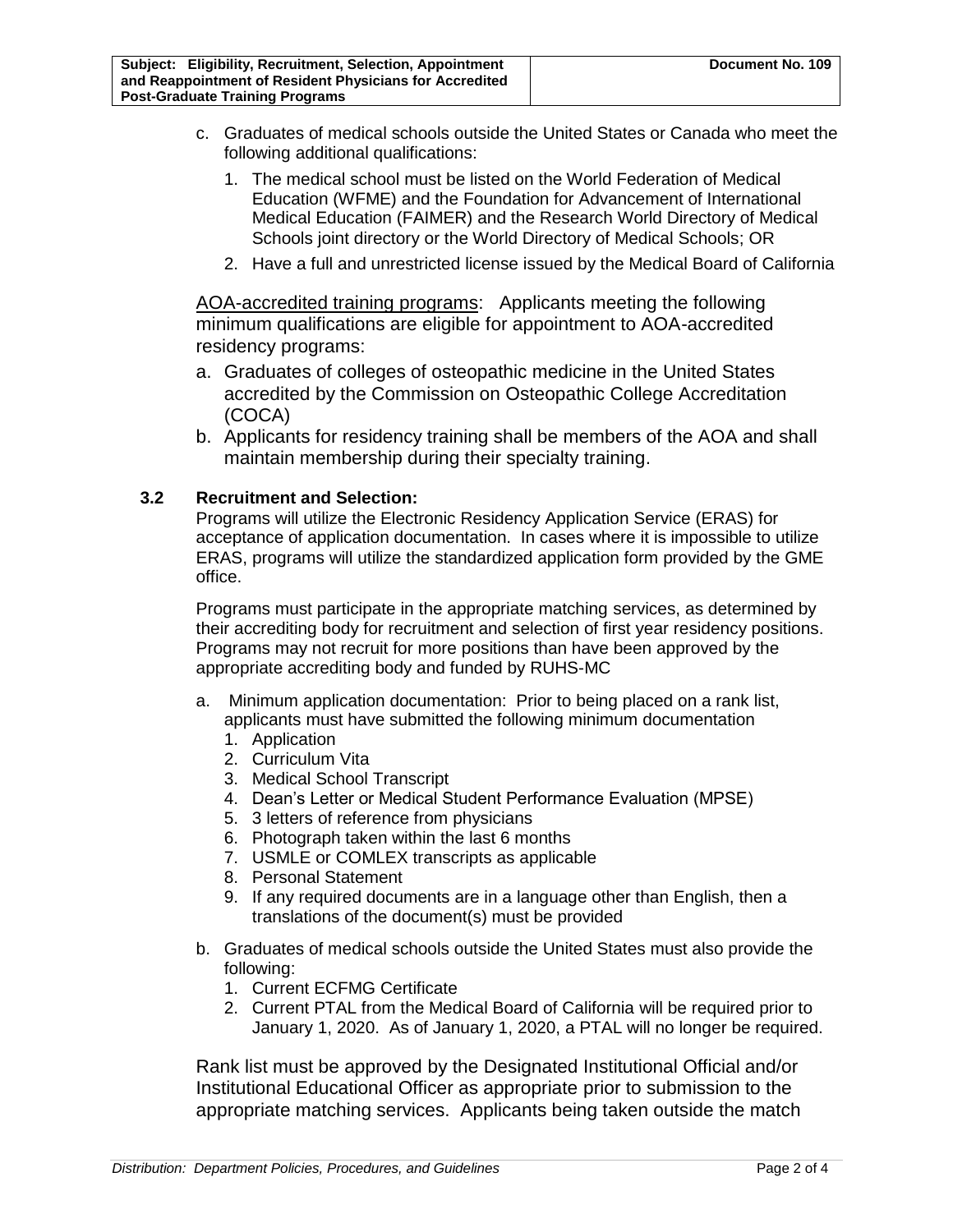c. Graduates of medical schools outside the United States or Canada who meet the following additional qualifications:
   1. The medical school must be listed on the World Federation of Medical Education (WFME) and the Foundation for Advancement of International Medical Education (FAIMER) and the Research World Directory of Medical Schools joint directory or the World Directory of Medical Schools; OR
   2. Have a full and unrestricted license issued by the Medical Board of California

<u>AOA-accredited training programs</u>: Applicants meeting the following minimum qualifications are eligible for appointment to AOA-accredited residency programs:

a. Graduates of colleges of osteopathic medicine in the United States accredited by the Commission on Osteopathic College Accreditation (COCA)
b. Applicants for residency training shall be members of the AOA and shall maintain membership during their specialty training.

### 3.2 Recruitment and Selection:

Programs will utilize the Electronic Residency Application Service (ERAS) for acceptance of application documentation. In cases where it is impossible to utilize ERAS, programs will utilize the standardized application form provided by the GME office.

Programs must participate in the appropriate matching services, as determined by their accrediting body for recruitment and selection of first year residency positions. Programs may not recruit for more positions than have been approved by the appropriate accrediting body and funded by RUHS-MC

a. Minimum application documentation: Prior to being placed on a rank list, applicants must have submitted the following minimum documentation
   1. Application
   2. Curriculum Vita
   3. Medical School Transcript
   4. Dean's Letter or Medical Student Performance Evaluation (MPSE)
   5. 3 letters of reference from physicians
   6. Photograph taken within the last 6 months
   7. USMLE or COMLEX transcripts as applicable
   8. Personal Statement
   9. If any required documents are in a language other than English, then a translations of the document(s) must be provided

b. Graduates of medical schools outside the United States must also provide the following:
   1. Current ECFMG Certificate
   2. Current PTAL from the Medical Board of California will be required prior to January 1, 2020. As of January 1, 2020, a PTAL will no longer be required.

Rank list must be approved by the Designated Institutional Official and/or Institutional Educational Officer as appropriate prior to submission to the appropriate matching services. Applicants being taken outside the match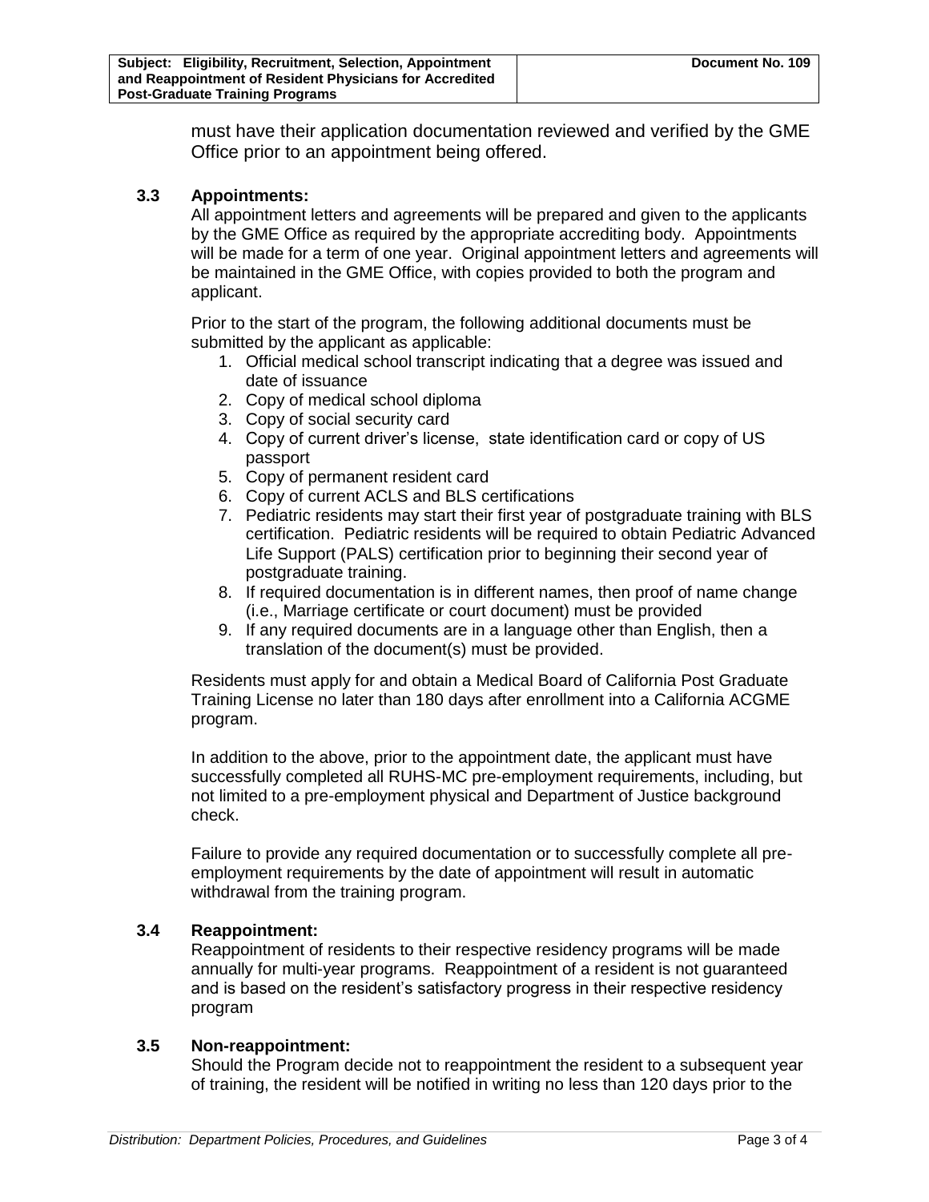must have their application documentation reviewed and verified by the GME Office prior to an appointment being offered.

### 3.3 Appointments:

All appointment letters and agreements will be prepared and given to the applicants by the GME Office as required by the appropriate accrediting body. Appointments will be made for a term of one year. Original appointment letters and agreements will be maintained in the GME Office, with copies provided to both the program and applicant.

Prior to the start of the program, the following additional documents must be submitted by the applicant as applicable:

1. Official medical school transcript indicating that a degree was issued and date of issuance
2. Copy of medical school diploma
3. Copy of social security card
4. Copy of current driver's license, state identification card or copy of US passport
5. Copy of permanent resident card
6. Copy of current ACLS and BLS certifications
7. Pediatric residents may start their first year of postgraduate training with BLS certification. Pediatric residents will be required to obtain Pediatric Advanced Life Support (PALS) certification prior to beginning their second year of postgraduate training.
8. If required documentation is in different names, then proof of name change (i.e., Marriage certificate or court document) must be provided
9. If any required documents are in a language other than English, then a translation of the document(s) must be provided.

Residents must apply for and obtain a Medical Board of California Post Graduate Training License no later than 180 days after enrollment into a California ACGME program.

In addition to the above, prior to the appointment date, the applicant must have successfully completed all RUHS-MC pre-employment requirements, including, but not limited to a pre-employment physical and Department of Justice background check.

Failure to provide any required documentation or to successfully complete all pre-employment requirements by the date of appointment will result in automatic withdrawal from the training program.

### 3.4 Reappointment:

Reappointment of residents to their respective residency programs will be made annually for multi-year programs. Reappointment of a resident is not guaranteed and is based on the resident's satisfactory progress in their respective residency program

### 3.5 Non-reappointment:

Should the Program decide not to reappointment the resident to a subsequent year of training, the resident will be notified in writing no less than 120 days prior to the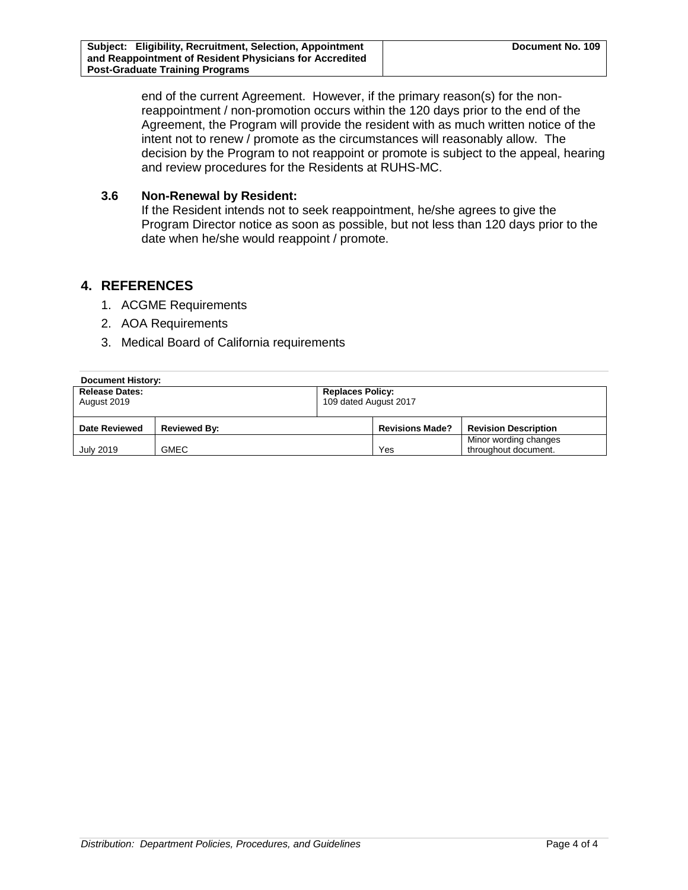end of the current Agreement. However, if the primary reason(s) for the non-reappointment / non-promotion occurs within the 120 days prior to the end of the Agreement, the Program will provide the resident with as much written notice of the intent not to renew / promote as the circumstances will reasonably allow. The decision by the Program to not reappoint or promote is subject to the appeal, hearing and review procedures for the Residents at RUHS-MC.

### 3.6 Non-Renewal by Resident:

If the Resident intends not to seek reappointment, he/she agrees to give the Program Director notice as soon as possible, but not less than 120 days prior to the date when he/she would reappoint / promote.

## 4. REFERENCES

1. ACGME Requirements
2. AOA Requirements
3. Medical Board of California requirements

**Document History:**

| **Release Dates:** | | **Replaces Policy:** | |
|---|---|---|---|
| August 2019 | | 109 dated August 2017 | |
| **Date Reviewed** | **Reviewed By:** | **Revisions Made?** | **Revision Description** |
| July 2019 | GMEC | Yes | Minor wording changes throughout document. |